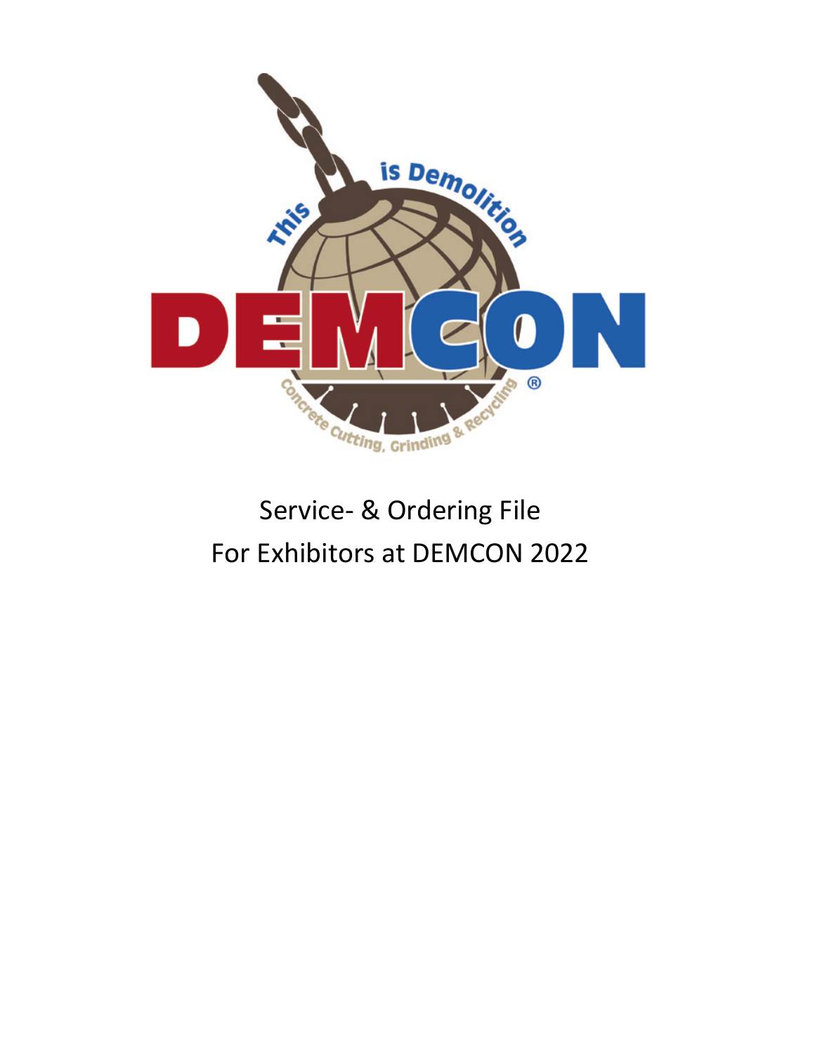# Service- & Ordering File
# For Exhibitors at DEMCON 2022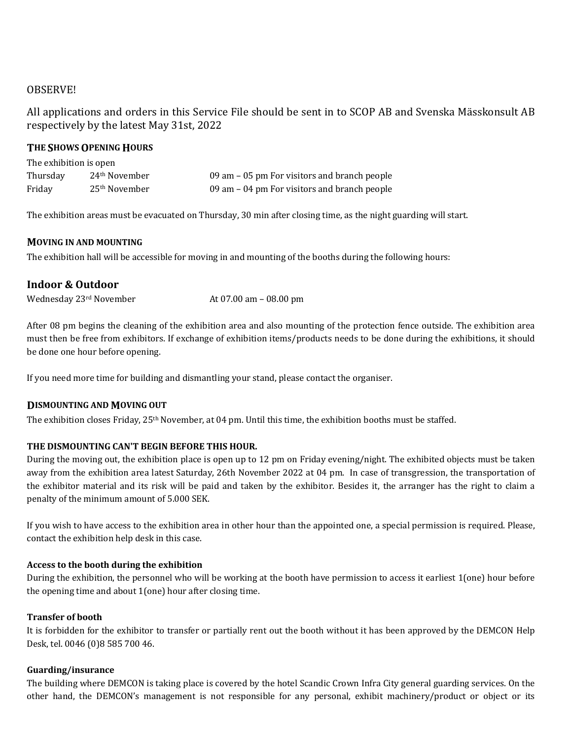OBSERVE!

All applications and orders in this Service File should be sent in to SCOP AB and Svenska Mässkonsult AB respectively by the latest May 31st, 2022

### THE SHOWS OPENING HOURS

The exhibition is open

| | | |
|---|---|---|
| Thursday | 24th November | 09 am – 05 pm For visitors and branch people |
| Friday | 25th November | 09 am – 04 pm For visitors and branch people |

The exhibition areas must be evacuated on Thursday, 30 min after closing time, as the night guarding will start.

### MOVING IN AND MOUNTING

The exhibition hall will be accessible for moving in and mounting of the booths during the following hours:

## Indoor & Outdoor

Wednesday 23rd November At 07.00 am – 08.00 pm

After 08 pm begins the cleaning of the exhibition area and also mounting of the protection fence outside. The exhibition area must then be free from exhibitors. If exchange of exhibition items/products needs to be done during the exhibitions, it should be done one hour before opening.

If you need more time for building and dismantling your stand, please contact the organiser.

### DISMOUNTING AND MOVING OUT

The exhibition closes Friday, 25th November, at 04 pm. Until this time, the exhibition booths must be staffed.

**THE DISMOUNTING CAN'T BEGIN BEFORE THIS HOUR.**

During the moving out, the exhibition place is open up to 12 pm on Friday evening/night. The exhibited objects must be taken away from the exhibition area latest Saturday, 26th November 2022 at 04 pm. In case of transgression, the transportation of the exhibitor material and its risk will be paid and taken by the exhibitor. Besides it, the arranger has the right to claim a penalty of the minimum amount of 5.000 SEK.

If you wish to have access to the exhibition area in other hour than the appointed one, a special permission is required. Please, contact the exhibition help desk in this case.

**Access to the booth during the exhibition**

During the exhibition, the personnel who will be working at the booth have permission to access it earliest 1(one) hour before the opening time and about 1(one) hour after closing time.

**Transfer of booth**

It is forbidden for the exhibitor to transfer or partially rent out the booth without it has been approved by the DEMCON Help Desk, tel. 0046 (0)8 585 700 46.

**Guarding/insurance**

The building where DEMCON is taking place is covered by the hotel Scandic Crown Infra City general guarding services. On the other hand, the DEMCON's management is not responsible for any personal, exhibit machinery/product or object or its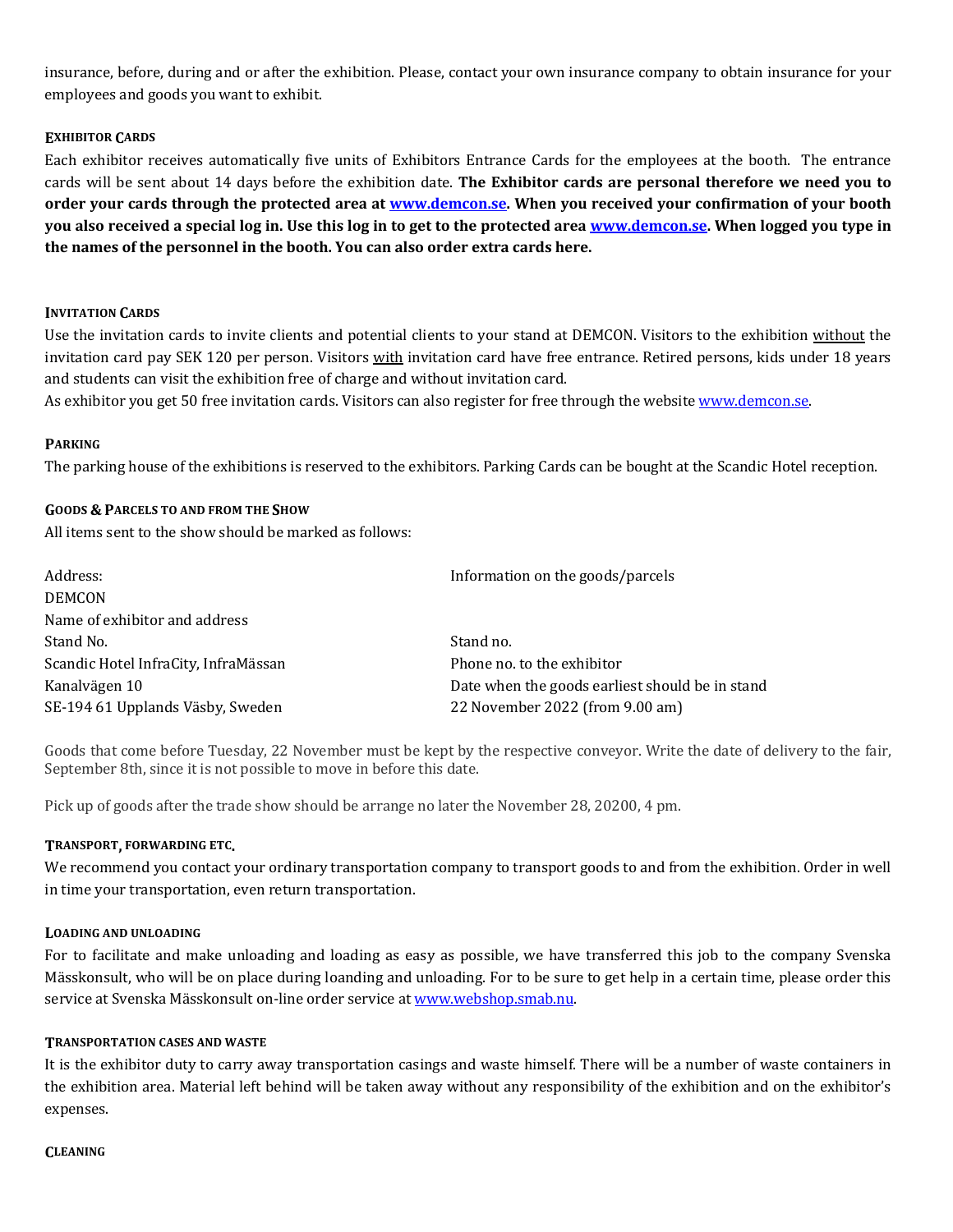insurance, before, during and or after the exhibition. Please, contact your own insurance company to obtain insurance for your employees and goods you want to exhibit.

#### EXHIBITOR CARDS

Each exhibitor receives automatically five units of Exhibitors Entrance Cards for the employees at the booth. The entrance cards will be sent about 14 days before the exhibition date. **The Exhibitor cards are personal therefore we need you to order your cards through the protected area at www.demcon.se. When you received your confirmation of your booth you also received a special log in. Use this log in to get to the protected area www.demcon.se. When logged you type in the names of the personnel in the booth. You can also order extra cards here.**

#### INVITATION CARDS

Use the invitation cards to invite clients and potential clients to your stand at DEMCON. Visitors to the exhibition without the invitation card pay SEK 120 per person. Visitors with invitation card have free entrance. Retired persons, kids under 18 years and students can visit the exhibition free of charge and without invitation card.
As exhibitor you get 50 free invitation cards. Visitors can also register for free through the website www.demcon.se.

#### PARKING

The parking house of the exhibitions is reserved to the exhibitors. Parking Cards can be bought at the Scandic Hotel reception.

#### GOODS & PARCELS TO AND FROM THE SHOW

All items sent to the show should be marked as follows:

| Address: | Information on the goods/parcels |
|---|---|
| DEMCON | |
| Name of exhibitor and address | |
| Stand No. | Stand no. |
| Scandic Hotel InfraCity, InfraMässan | Phone no. to the exhibitor |
| Kanalvägen 10 | Date when the goods earliest should be in stand |
| SE-194 61 Upplands Väsby, Sweden | 22 November 2022 (from 9.00 am) |

Goods that come before Tuesday, 22 November must be kept by the respective conveyor. Write the date of delivery to the fair, September 8th, since it is not possible to move in before this date.

Pick up of goods after the trade show should be arrange no later the November 28, 20200, 4 pm.

#### TRANSPORT, FORWARDING ETC.

We recommend you contact your ordinary transportation company to transport goods to and from the exhibition. Order in well in time your transportation, even return transportation.

#### LOADING AND UNLOADING

For to facilitate and make unloading and loading as easy as possible, we have transferred this job to the company Svenska Mässkonsult, who will be on place during loanding and unloading. For to be sure to get help in a certain time, please order this service at Svenska Mässkonsult on-line order service at www.webshop.smab.nu.

#### TRANSPORTATION CASES AND WASTE

It is the exhibitor duty to carry away transportation casings and waste himself. There will be a number of waste containers in the exhibition area. Material left behind will be taken away without any responsibility of the exhibition and on the exhibitor's expenses.

#### CLEANING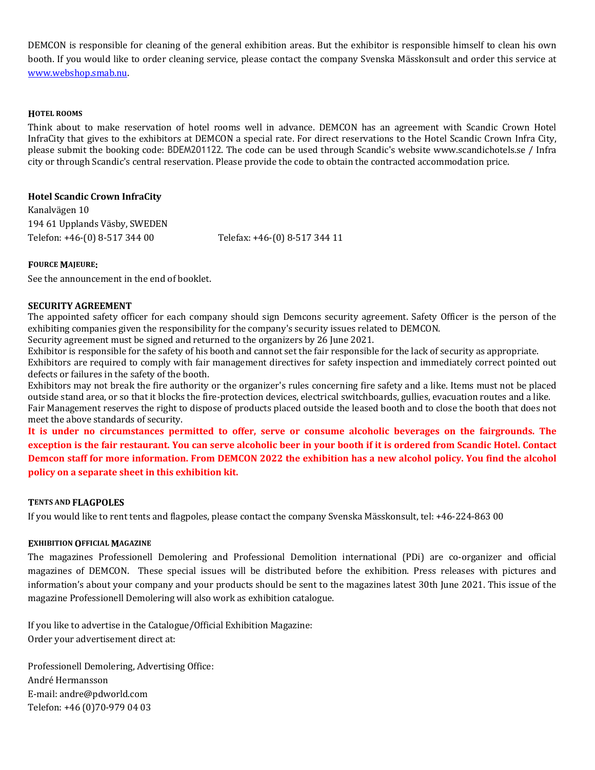DEMCON is responsible for cleaning of the general exhibition areas. But the exhibitor is responsible himself to clean his own booth. If you would like to order cleaning service, please contact the company Svenska Mässkonsult and order this service at [www.webshop.smab.nu](www.webshop.smab.nu).

#### HOTEL ROOMS

Think about to make reservation of hotel rooms well in advance. DEMCON has an agreement with Scandic Crown Hotel InfraCity that gives to the exhibitors at DEMCON a special rate. For direct reservations to the Hotel Scandic Crown Infra City, please submit the booking code: BDEM201122. The code can be used through Scandic's website www.scandichotels.se / Infra city or through Scandic's central reservation. Please provide the code to obtain the contracted accommodation price.

**Hotel Scandic Crown InfraCity**

Kanalvägen 10
194 61 Upplands Väsby, SWEDEN
Telefon: +46-(0) 8-517 344 00 Telefax: +46-(0) 8-517 344 11

#### FOURCE MAJEURE:

See the announcement in the end of booklet.

#### SECURITY AGREEMENT

The appointed safety officer for each company should sign Demcons security agreement. Safety Officer is the person of the exhibiting companies given the responsibility for the company's security issues related to DEMCON.
Security agreement must be signed and returned to the organizers by 26 June 2021.
Exhibitor is responsible for the safety of his booth and cannot set the fair responsible for the lack of security as appropriate.
Exhibitors are required to comply with fair management directives for safety inspection and immediately correct pointed out defects or failures in the safety of the booth.
Exhibitors may not break the fire authority or the organizer's rules concerning fire safety and a like. Items must not be placed outside stand area, or so that it blocks the fire-protection devices, electrical switchboards, gullies, evacuation routes and a like.
Fair Management reserves the right to dispose of products placed outside the leased booth and to close the booth that does not meet the above standards of security.

**It is under no circumstances permitted to offer, serve or consume alcoholic beverages on the fairgrounds. The exception is the fair restaurant. You can serve alcoholic beer in your booth if it is ordered from Scandic Hotel. Contact Demcon staff for more information. From DEMCON 2022 the exhibition has a new alcohol policy. You find the alcohol policy on a separate sheet in this exhibition kit.**

#### TENTS AND FLAGPOLES

If you would like to rent tents and flagpoles, please contact the company Svenska Mässkonsult, tel: +46-224-863 00

#### EXHIBITION OFFICIAL MAGAZINE

The magazines Professionell Demolering and Professional Demolition international (PDi) are co-organizer and official magazines of DEMCON. These special issues will be distributed before the exhibition. Press releases with pictures and information's about your company and your products should be sent to the magazines latest 30th June 2021. This issue of the magazine Professionell Demolering will also work as exhibition catalogue.

If you like to advertise in the Catalogue/Official Exhibition Magazine:
Order your advertisement direct at:

Professionell Demolering, Advertising Office:
André Hermansson
E-mail: andre@pdworld.com
Telefon: +46 (0)70-979 04 03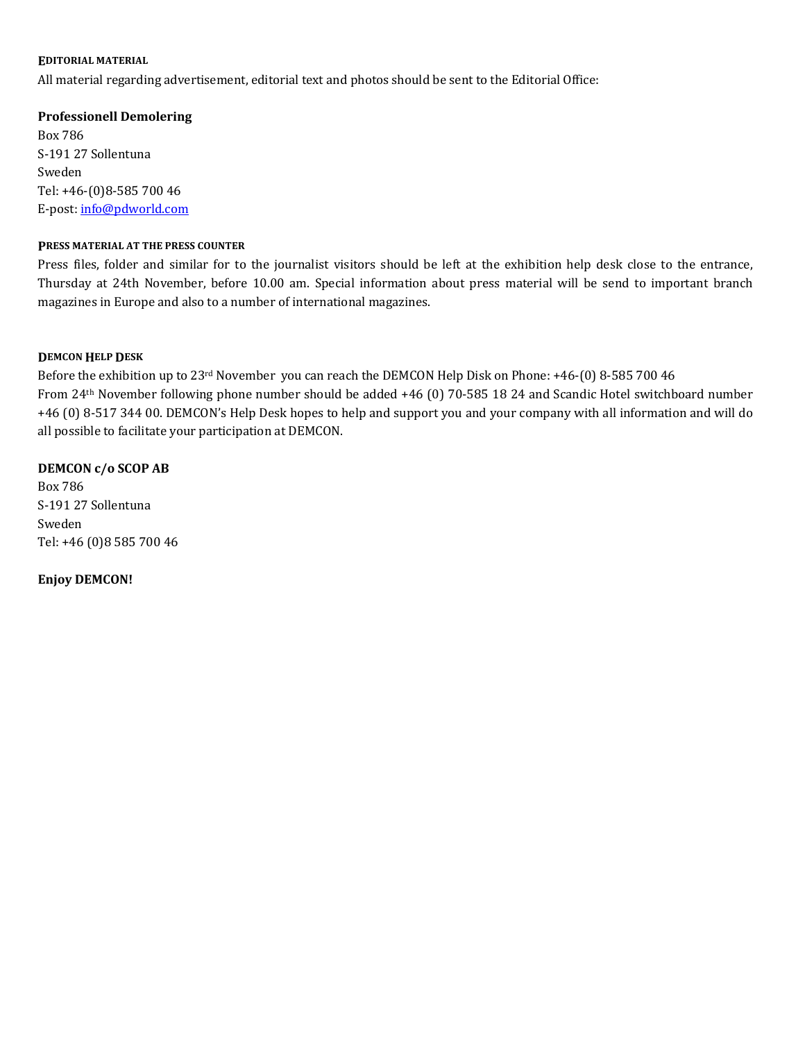### EDITORIAL MATERIAL

All material regarding advertisement, editorial text and photos should be sent to the Editorial Office:

**Professionell Demolering**
Box 786
S-191 27 Sollentuna
Sweden
Tel: +46-(0)8-585 700 46
E-post: info@pdworld.com

### PRESS MATERIAL AT THE PRESS COUNTER

Press files, folder and similar for to the journalist visitors should be left at the exhibition help desk close to the entrance, Thursday at 24th November, before 10.00 am. Special information about press material will be send to important branch magazines in Europe and also to a number of international magazines.

### DEMCON HELP DESK

Before the exhibition up to 23rd November you can reach the DEMCON Help Disk on Phone: +46-(0) 8-585 700 46
From 24th November following phone number should be added +46 (0) 70-585 18 24 and Scandic Hotel switchboard number +46 (0) 8-517 344 00. DEMCON's Help Desk hopes to help and support you and your company with all information and will do all possible to facilitate your participation at DEMCON.

**DEMCON c/o SCOP AB**
Box 786
S-191 27 Sollentuna
Sweden
Tel: +46 (0)8 585 700 46

**Enjoy DEMCON!**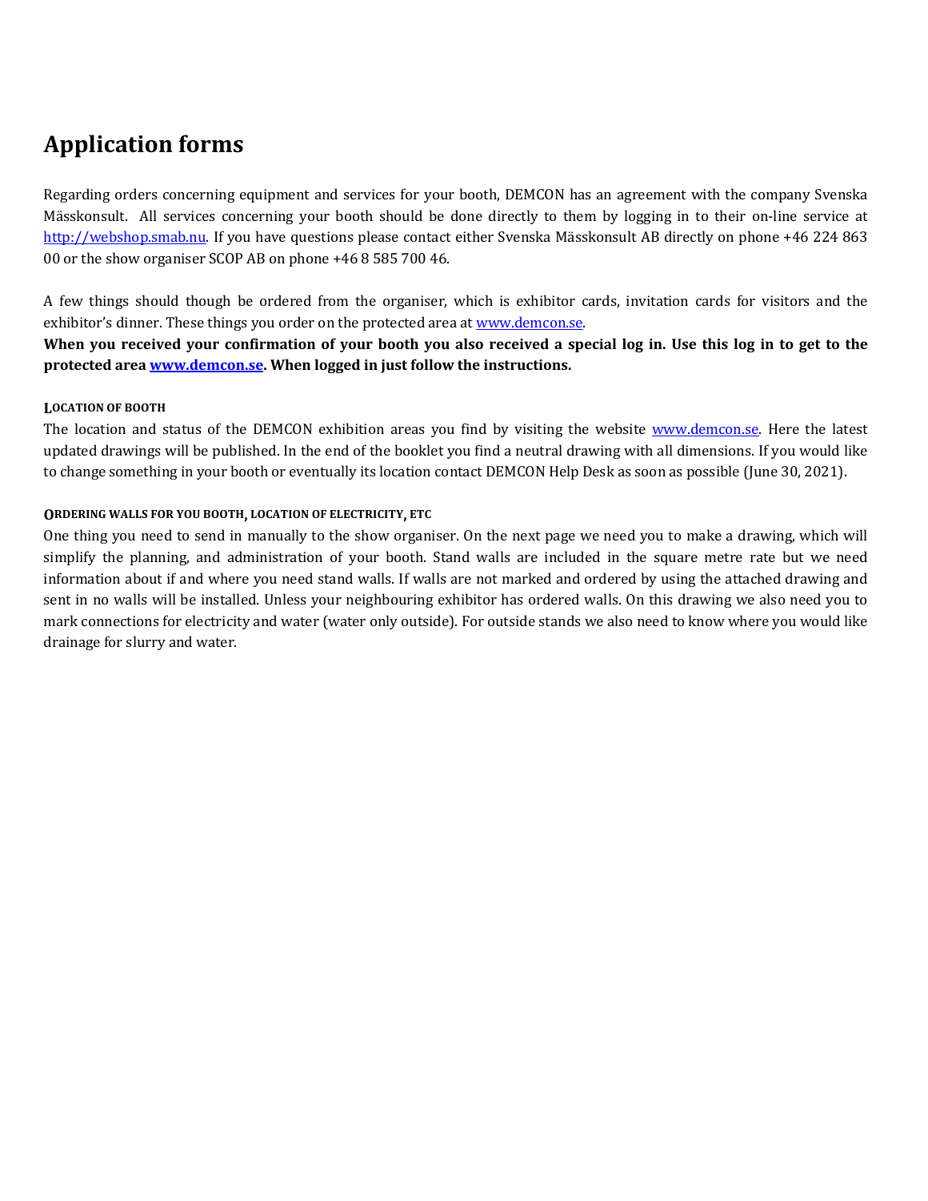# Application forms

Regarding orders concerning equipment and services for your booth, DEMCON has an agreement with the company Svenska Mässkonsult. All services concerning your booth should be done directly to them by logging in to their on-line service at http://webshop.smab.nu. If you have questions please contact either Svenska Mässkonsult AB directly on phone +46 224 863 00 or the show organiser SCOP AB on phone +46 8 585 700 46.

A few things should though be ordered from the organiser, which is exhibitor cards, invitation cards for visitors and the exhibitor's dinner. These things you order on the protected area at www.demcon.se.

**When you received your confirmation of your booth you also received a special log in. Use this log in to get to the protected area www.demcon.se. When logged in just follow the instructions.**

#### LOCATION OF BOOTH

The location and status of the DEMCON exhibition areas you find by visiting the website www.demcon.se. Here the latest updated drawings will be published. In the end of the booklet you find a neutral drawing with all dimensions. If you would like to change something in your booth or eventually its location contact DEMCON Help Desk as soon as possible (June 30, 2021).

#### ORDERING WALLS FOR YOU BOOTH, LOCATION OF ELECTRICITY, ETC

One thing you need to send in manually to the show organiser. On the next page we need you to make a drawing, which will simplify the planning, and administration of your booth. Stand walls are included in the square metre rate but we need information about if and where you need stand walls. If walls are not marked and ordered by using the attached drawing and sent in no walls will be installed. Unless your neighbouring exhibitor has ordered walls. On this drawing we also need you to mark connections for electricity and water (water only outside). For outside stands we also need to know where you would like drainage for slurry and water.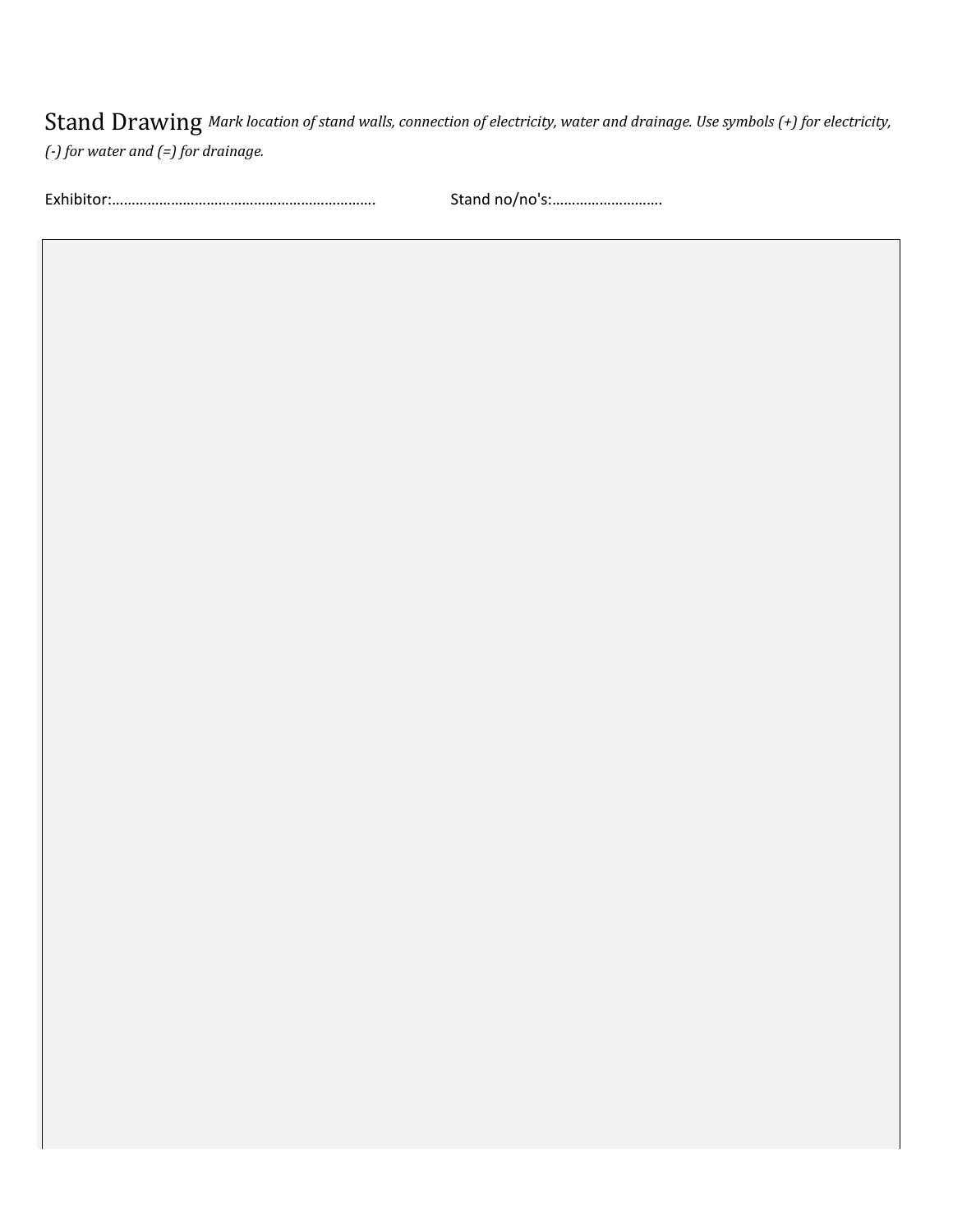# Stand Drawing *Mark location of stand walls, connection of electricity, water and drainage. Use symbols (+) for electricity, (-) for water and (=) for drainage.*

Exhibitor:…………………………………………………………. Stand no/no's:……………………….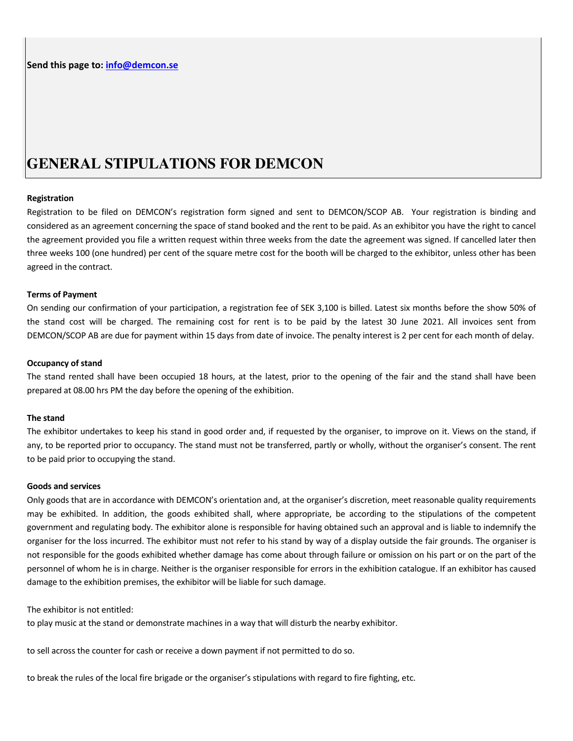**Send this page to:** info@demcon.se

# GENERAL STIPULATIONS FOR DEMCON

**Registration**

Registration to be filed on DEMCON's registration form signed and sent to DEMCON/SCOP AB. Your registration is binding and considered as an agreement concerning the space of stand booked and the rent to be paid. As an exhibitor you have the right to cancel the agreement provided you file a written request within three weeks from the date the agreement was signed. If cancelled later then three weeks 100 (one hundred) per cent of the square metre cost for the booth will be charged to the exhibitor, unless other has been agreed in the contract.

**Terms of Payment**

On sending our confirmation of your participation, a registration fee of SEK 3,100 is billed. Latest six months before the show 50% of the stand cost will be charged. The remaining cost for rent is to be paid by the latest 30 June 2021. All invoices sent from DEMCON/SCOP AB are due for payment within 15 days from date of invoice. The penalty interest is 2 per cent for each month of delay.

**Occupancy of stand**

The stand rented shall have been occupied 18 hours, at the latest, prior to the opening of the fair and the stand shall have been prepared at 08.00 hrs PM the day before the opening of the exhibition.

**The stand**

The exhibitor undertakes to keep his stand in good order and, if requested by the organiser, to improve on it. Views on the stand, if any, to be reported prior to occupancy. The stand must not be transferred, partly or wholly, without the organiser's consent. The rent to be paid prior to occupying the stand.

**Goods and services**

Only goods that are in accordance with DEMCON's orientation and, at the organiser's discretion, meet reasonable quality requirements may be exhibited. In addition, the goods exhibited shall, where appropriate, be according to the stipulations of the competent government and regulating body. The exhibitor alone is responsible for having obtained such an approval and is liable to indemnify the organiser for the loss incurred. The exhibitor must not refer to his stand by way of a display outside the fair grounds. The organiser is not responsible for the goods exhibited whether damage has come about through failure or omission on his part or on the part of the personnel of whom he is in charge. Neither is the organiser responsible for errors in the exhibition catalogue. If an exhibitor has caused damage to the exhibition premises, the exhibitor will be liable for such damage.

The exhibitor is not entitled:

to play music at the stand or demonstrate machines in a way that will disturb the nearby exhibitor.

to sell across the counter for cash or receive a down payment if not permitted to do so.

to break the rules of the local fire brigade or the organiser's stipulations with regard to fire fighting, etc.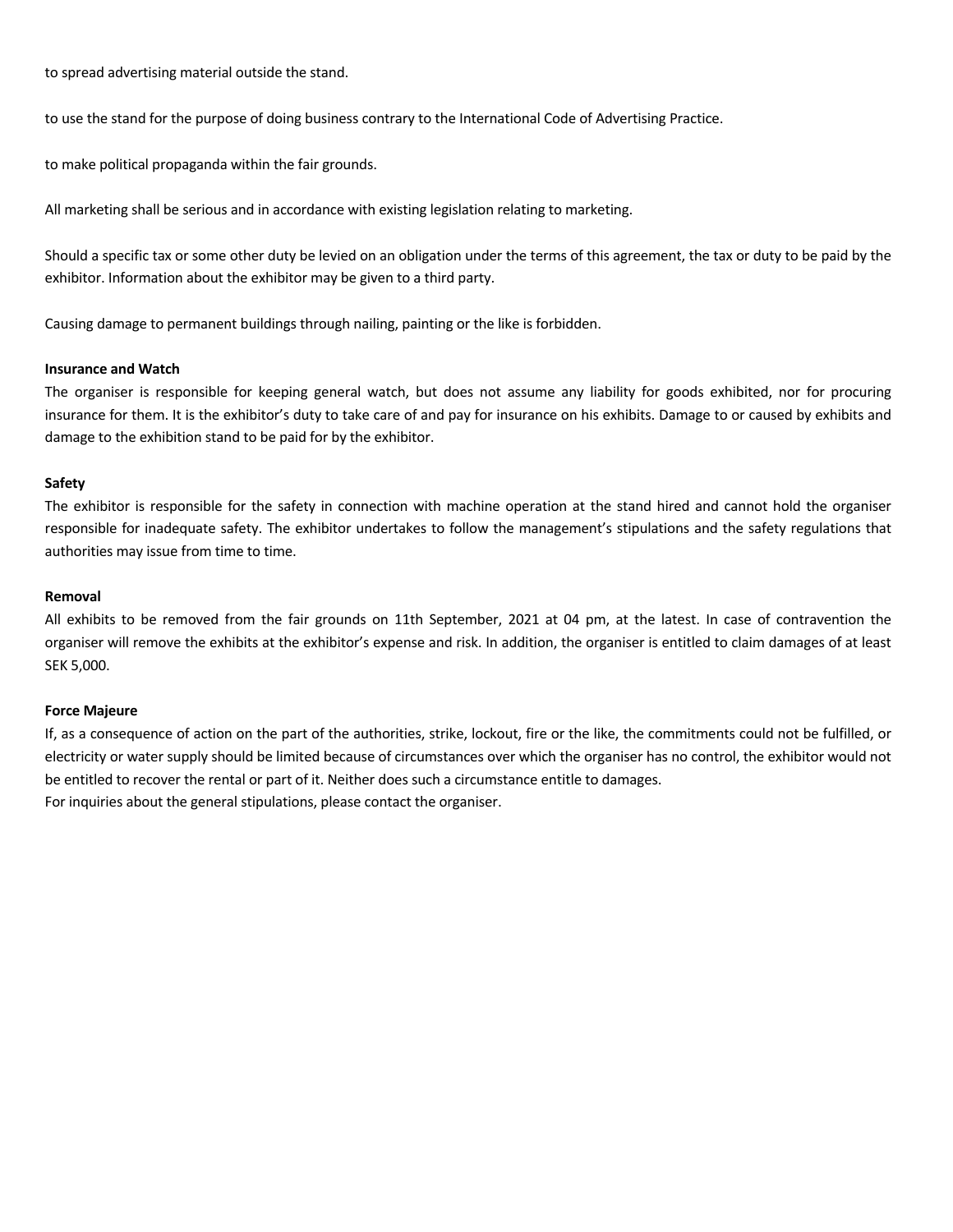to spread advertising material outside the stand.

to use the stand for the purpose of doing business contrary to the International Code of Advertising Practice.

to make political propaganda within the fair grounds.

All marketing shall be serious and in accordance with existing legislation relating to marketing.

Should a specific tax or some other duty be levied on an obligation under the terms of this agreement, the tax or duty to be paid by the exhibitor. Information about the exhibitor may be given to a third party.

Causing damage to permanent buildings through nailing, painting or the like is forbidden.

**Insurance and Watch**
The organiser is responsible for keeping general watch, but does not assume any liability for goods exhibited, nor for procuring insurance for them. It is the exhibitor's duty to take care of and pay for insurance on his exhibits. Damage to or caused by exhibits and damage to the exhibition stand to be paid for by the exhibitor.

**Safety**
The exhibitor is responsible for the safety in connection with machine operation at the stand hired and cannot hold the organiser responsible for inadequate safety. The exhibitor undertakes to follow the management's stipulations and the safety regulations that authorities may issue from time to time.

**Removal**
All exhibits to be removed from the fair grounds on 11th September, 2021 at 04 pm, at the latest. In case of contravention the organiser will remove the exhibits at the exhibitor's expense and risk. In addition, the organiser is entitled to claim damages of at least SEK 5,000.

**Force Majeure**
If, as a consequence of action on the part of the authorities, strike, lockout, fire or the like, the commitments could not be fulfilled, or electricity or water supply should be limited because of circumstances over which the organiser has no control, the exhibitor would not be entitled to recover the rental or part of it. Neither does such a circumstance entitle to damages.
For inquiries about the general stipulations, please contact the organiser.